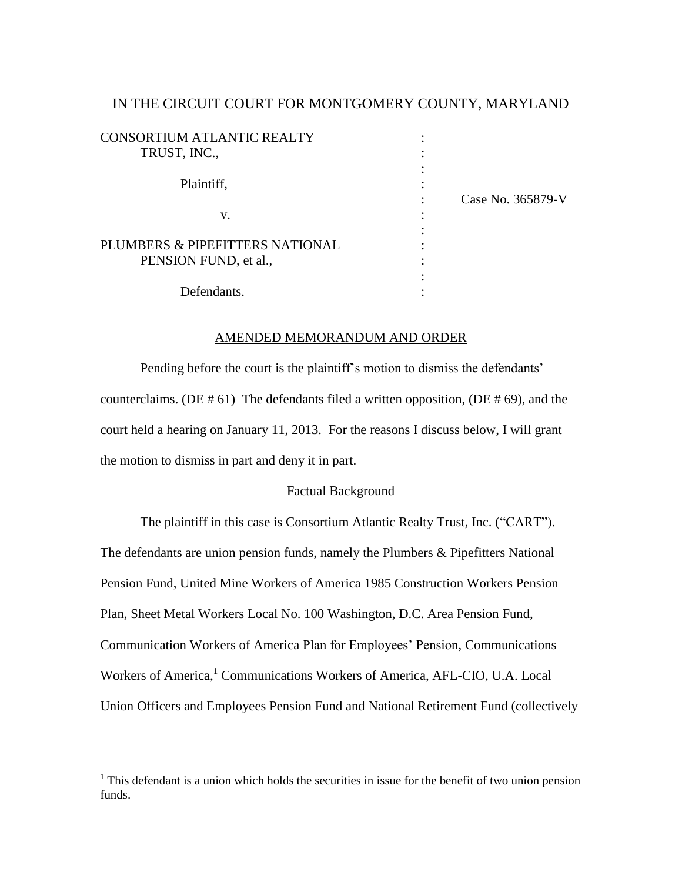IN THE CIRCUIT COURT FOR MONTGOMERY COUNTY, MARYLAND

| | | |
|---|---|---|
| CONSORTIUM ATLANTIC REALTY TRUST, INC., | : | |
| Plaintiff, | : | Case No. 365879-V |
| v. | : | |
| PLUMBERS & PIPEFITTERS NATIONAL PENSION FUND, et al., | : | |
| Defendants. | : | |

## AMENDED MEMORANDUM AND ORDER

Pending before the court is the plaintiff's motion to dismiss the defendants' counterclaims. (DE # 61) The defendants filed a written opposition, (DE # 69), and the court held a hearing on January 11, 2013. For the reasons I discuss below, I will grant the motion to dismiss in part and deny it in part.

### Factual Background

The plaintiff in this case is Consortium Atlantic Realty Trust, Inc. ("CART"). The defendants are union pension funds, namely the Plumbers & Pipefitters National Pension Fund, United Mine Workers of America 1985 Construction Workers Pension Plan, Sheet Metal Workers Local No. 100 Washington, D.C. Area Pension Fund, Communication Workers of America Plan for Employees' Pension, Communications Workers of America,[1] Communications Workers of America, AFL-CIO, U.A. Local Union Officers and Employees Pension Fund and National Retirement Fund (collectively

[1] This defendant is a union which holds the securities in issue for the benefit of two union pension funds.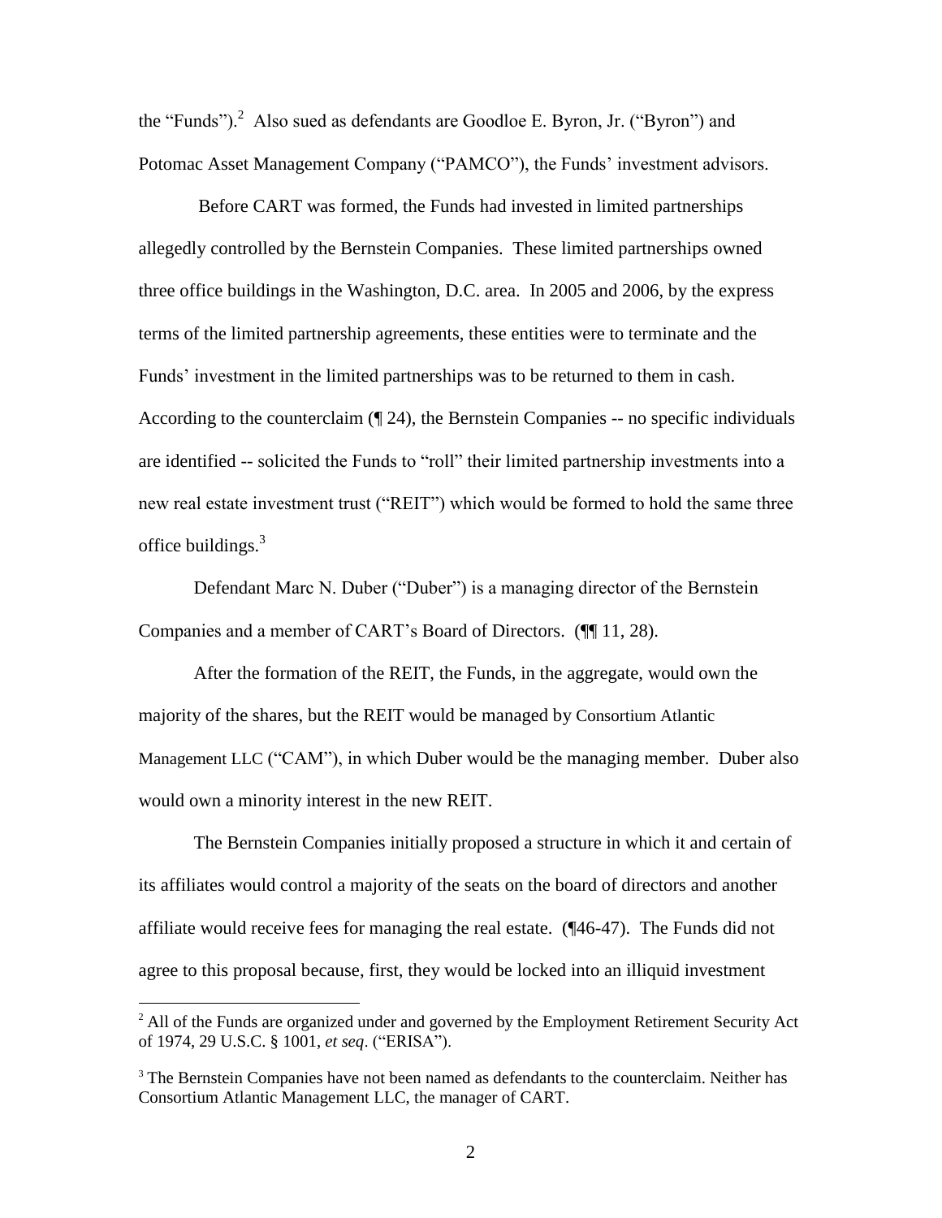the "Funds").[2] Also sued as defendants are Goodloe E. Byron, Jr. ("Byron") and Potomac Asset Management Company ("PAMCO"), the Funds' investment advisors.

Before CART was formed, the Funds had invested in limited partnerships allegedly controlled by the Bernstein Companies. These limited partnerships owned three office buildings in the Washington, D.C. area. In 2005 and 2006, by the express terms of the limited partnership agreements, these entities were to terminate and the Funds' investment in the limited partnerships was to be returned to them in cash. According to the counterclaim (¶ 24), the Bernstein Companies -- no specific individuals are identified -- solicited the Funds to "roll" their limited partnership investments into a new real estate investment trust ("REIT") which would be formed to hold the same three office buildings.[3]

Defendant Marc N. Duber ("Duber") is a managing director of the Bernstein Companies and a member of CART's Board of Directors. (¶¶ 11, 28).

After the formation of the REIT, the Funds, in the aggregate, would own the majority of the shares, but the REIT would be managed by Consortium Atlantic Management LLC ("CAM"), in which Duber would be the managing member. Duber also would own a minority interest in the new REIT.

The Bernstein Companies initially proposed a structure in which it and certain of its affiliates would control a majority of the seats on the board of directors and another affiliate would receive fees for managing the real estate. (¶46-47). The Funds did not agree to this proposal because, first, they would be locked into an illiquid investment

---

[2] All of the Funds are organized under and governed by the Employment Retirement Security Act of 1974, 29 U.S.C. § 1001, *et seq*. ("ERISA").

[3] The Bernstein Companies have not been named as defendants to the counterclaim. Neither has Consortium Atlantic Management LLC, the manager of CART.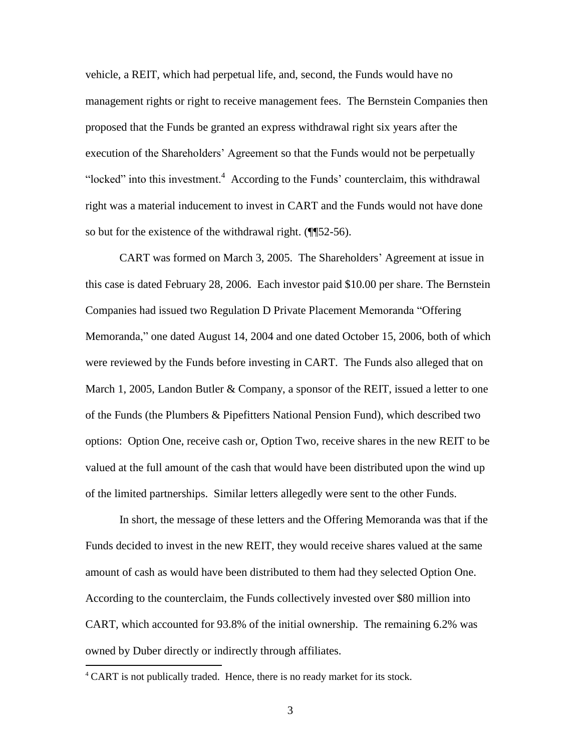vehicle, a REIT, which had perpetual life, and, second, the Funds would have no management rights or right to receive management fees. The Bernstein Companies then proposed that the Funds be granted an express withdrawal right six years after the execution of the Shareholders' Agreement so that the Funds would not be perpetually "locked" into this investment.[4] According to the Funds' counterclaim, this withdrawal right was a material inducement to invest in CART and the Funds would not have done so but for the existence of the withdrawal right. (¶¶52-56).

CART was formed on March 3, 2005. The Shareholders' Agreement at issue in this case is dated February 28, 2006. Each investor paid $10.00 per share. The Bernstein Companies had issued two Regulation D Private Placement Memoranda "Offering Memoranda," one dated August 14, 2004 and one dated October 15, 2006, both of which were reviewed by the Funds before investing in CART. The Funds also alleged that on March 1, 2005, Landon Butler & Company, a sponsor of the REIT, issued a letter to one of the Funds (the Plumbers & Pipefitters National Pension Fund), which described two options: Option One, receive cash or, Option Two, receive shares in the new REIT to be valued at the full amount of the cash that would have been distributed upon the wind up of the limited partnerships. Similar letters allegedly were sent to the other Funds.

In short, the message of these letters and the Offering Memoranda was that if the Funds decided to invest in the new REIT, they would receive shares valued at the same amount of cash as would have been distributed to them had they selected Option One. According to the counterclaim, the Funds collectively invested over $80 million into CART, which accounted for 93.8% of the initial ownership. The remaining 6.2% was owned by Duber directly or indirectly through affiliates.

[4] CART is not publically traded. Hence, there is no ready market for its stock.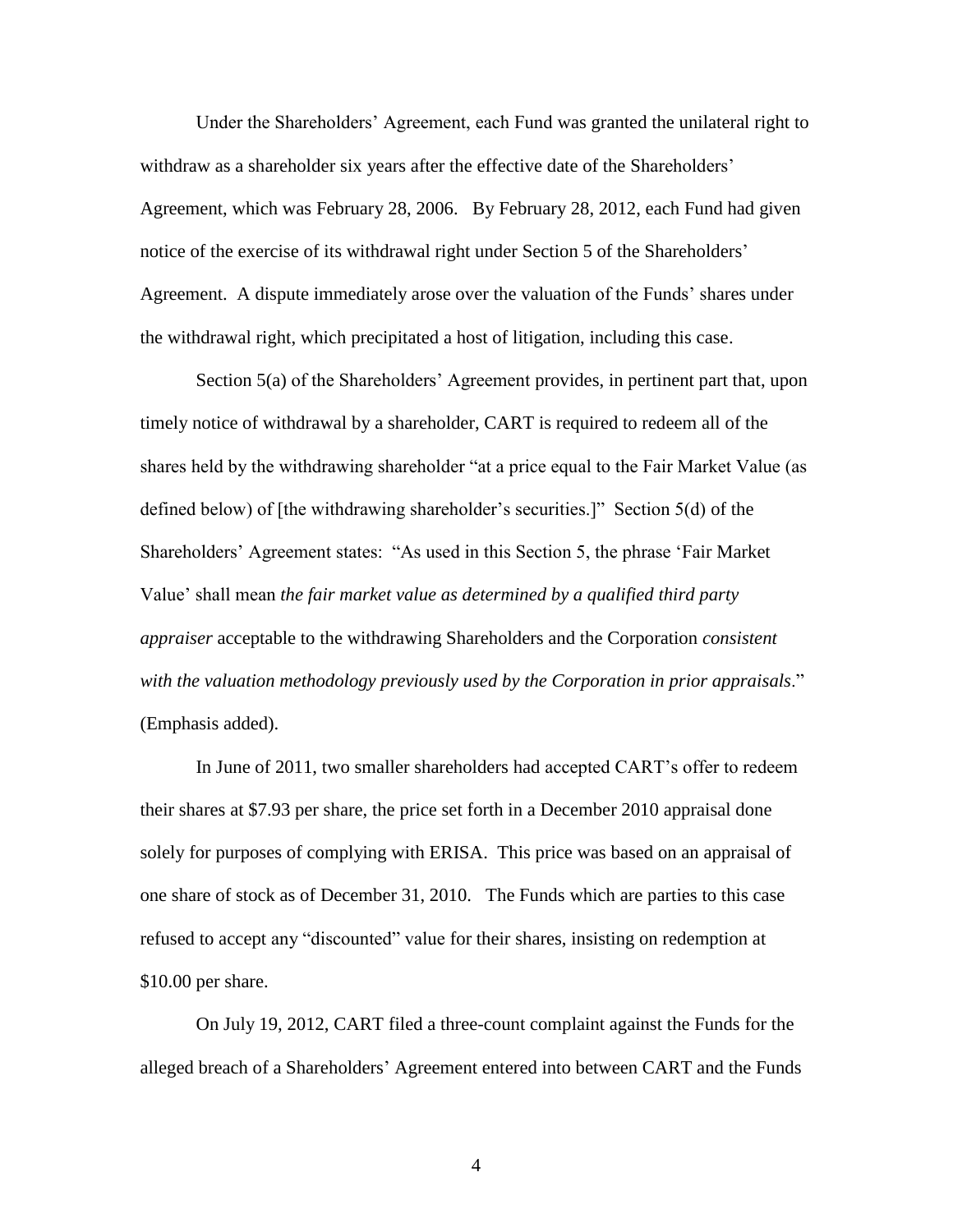Under the Shareholders' Agreement, each Fund was granted the unilateral right to withdraw as a shareholder six years after the effective date of the Shareholders' Agreement, which was February 28, 2006. By February 28, 2012, each Fund had given notice of the exercise of its withdrawal right under Section 5 of the Shareholders' Agreement. A dispute immediately arose over the valuation of the Funds' shares under the withdrawal right, which precipitated a host of litigation, including this case.

Section 5(a) of the Shareholders' Agreement provides, in pertinent part that, upon timely notice of withdrawal by a shareholder, CART is required to redeem all of the shares held by the withdrawing shareholder "at a price equal to the Fair Market Value (as defined below) of [the withdrawing shareholder's securities.]" Section 5(d) of the Shareholders' Agreement states: "As used in this Section 5, the phrase 'Fair Market Value' shall mean *the fair market value as determined by a qualified third party appraiser* acceptable to the withdrawing Shareholders and the Corporation *consistent with the valuation methodology previously used by the Corporation in prior appraisals*." (Emphasis added).

In June of 2011, two smaller shareholders had accepted CART's offer to redeem their shares at $7.93 per share, the price set forth in a December 2010 appraisal done solely for purposes of complying with ERISA. This price was based on an appraisal of one share of stock as of December 31, 2010. The Funds which are parties to this case refused to accept any "discounted" value for their shares, insisting on redemption at $10.00 per share.

On July 19, 2012, CART filed a three-count complaint against the Funds for the alleged breach of a Shareholders' Agreement entered into between CART and the Funds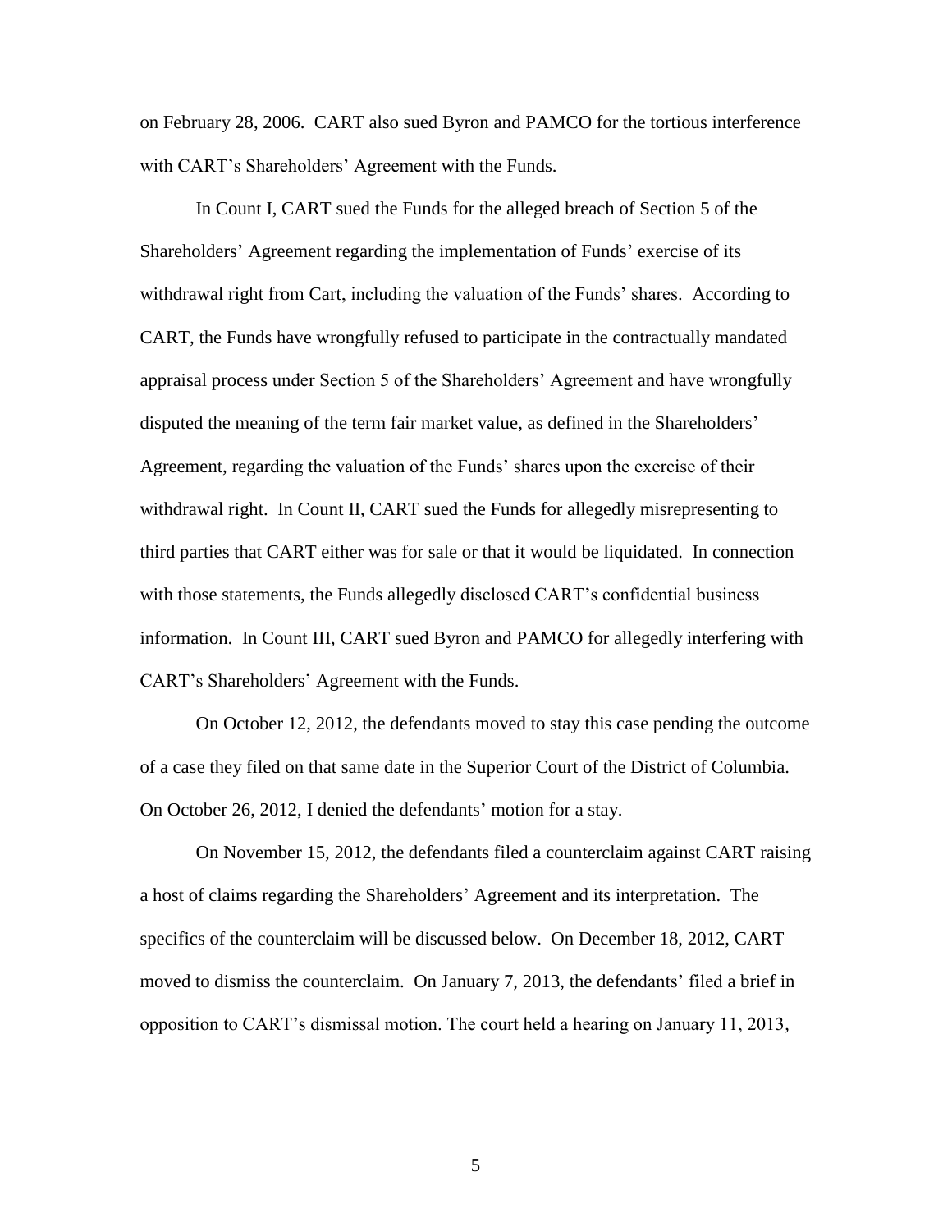on February 28, 2006. CART also sued Byron and PAMCO for the tortious interference with CART's Shareholders' Agreement with the Funds.

In Count I, CART sued the Funds for the alleged breach of Section 5 of the Shareholders' Agreement regarding the implementation of Funds' exercise of its withdrawal right from Cart, including the valuation of the Funds' shares. According to CART, the Funds have wrongfully refused to participate in the contractually mandated appraisal process under Section 5 of the Shareholders' Agreement and have wrongfully disputed the meaning of the term fair market value, as defined in the Shareholders' Agreement, regarding the valuation of the Funds' shares upon the exercise of their withdrawal right. In Count II, CART sued the Funds for allegedly misrepresenting to third parties that CART either was for sale or that it would be liquidated. In connection with those statements, the Funds allegedly disclosed CART's confidential business information. In Count III, CART sued Byron and PAMCO for allegedly interfering with CART's Shareholders' Agreement with the Funds.

On October 12, 2012, the defendants moved to stay this case pending the outcome of a case they filed on that same date in the Superior Court of the District of Columbia. On October 26, 2012, I denied the defendants' motion for a stay.

On November 15, 2012, the defendants filed a counterclaim against CART raising a host of claims regarding the Shareholders' Agreement and its interpretation. The specifics of the counterclaim will be discussed below. On December 18, 2012, CART moved to dismiss the counterclaim. On January 7, 2013, the defendants' filed a brief in opposition to CART's dismissal motion. The court held a hearing on January 11, 2013,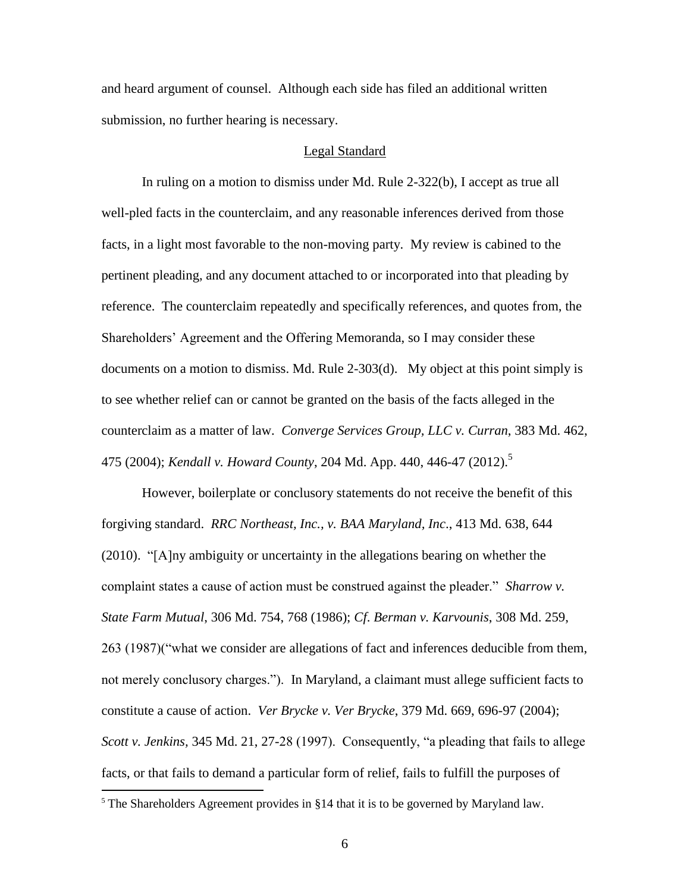and heard argument of counsel. Although each side has filed an additional written submission, no further hearing is necessary.

## Legal Standard

In ruling on a motion to dismiss under Md. Rule 2-322(b), I accept as true all well-pled facts in the counterclaim, and any reasonable inferences derived from those facts, in a light most favorable to the non-moving party. My review is cabined to the pertinent pleading, and any document attached to or incorporated into that pleading by reference. The counterclaim repeatedly and specifically references, and quotes from, the Shareholders' Agreement and the Offering Memoranda, so I may consider these documents on a motion to dismiss. Md. Rule 2-303(d). My object at this point simply is to see whether relief can or cannot be granted on the basis of the facts alleged in the counterclaim as a matter of law. *Converge Services Group, LLC v. Curran*, 383 Md. 462, 475 (2004); *Kendall v. Howard County*, 204 Md. App. 440, 446-47 (2012).[5]

However, boilerplate or conclusory statements do not receive the benefit of this forgiving standard. *RRC Northeast, Inc., v. BAA Maryland, Inc*., 413 Md. 638, 644 (2010). "[A]ny ambiguity or uncertainty in the allegations bearing on whether the complaint states a cause of action must be construed against the pleader." *Sharrow v. State Farm Mutual*, 306 Md. 754, 768 (1986); *Cf. Berman v. Karvounis*, 308 Md. 259, 263 (1987)("what we consider are allegations of fact and inferences deducible from them, not merely conclusory charges."). In Maryland, a claimant must allege sufficient facts to constitute a cause of action. *Ver Brycke v. Ver Brycke*, 379 Md. 669, 696-97 (2004); *Scott v. Jenkins*, 345 Md. 21, 27-28 (1997). Consequently, "a pleading that fails to allege facts, or that fails to demand a particular form of relief, fails to fulfill the purposes of

---

[5] The Shareholders Agreement provides in §14 that it is to be governed by Maryland law.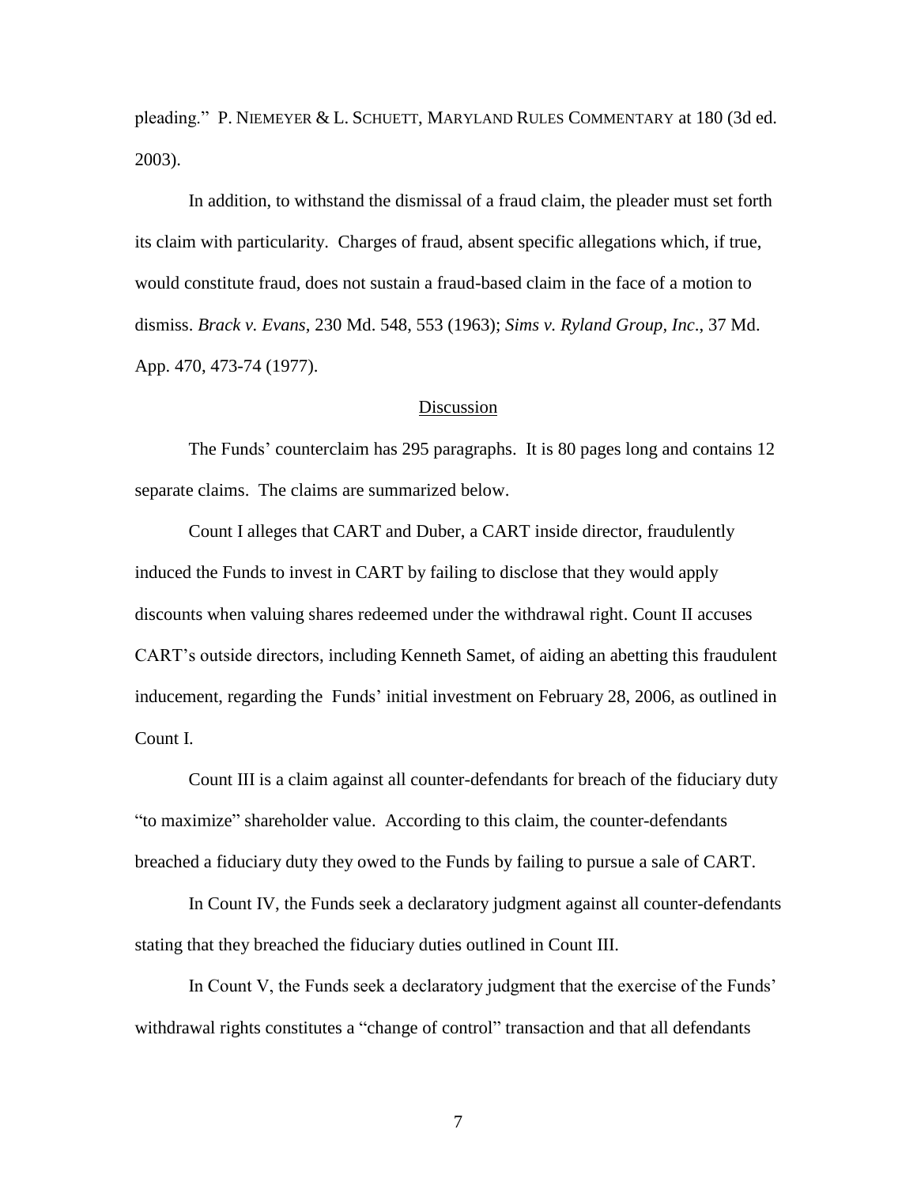pleading." P. NIEMEYER & L. SCHUETT, MARYLAND RULES COMMENTARY at 180 (3d ed. 2003).

In addition, to withstand the dismissal of a fraud claim, the pleader must set forth its claim with particularity. Charges of fraud, absent specific allegations which, if true, would constitute fraud, does not sustain a fraud-based claim in the face of a motion to dismiss. *Brack v. Evans*, 230 Md. 548, 553 (1963); *Sims v. Ryland Group, Inc*., 37 Md. App. 470, 473-74 (1977).

<u>Discussion</u>

The Funds' counterclaim has 295 paragraphs. It is 80 pages long and contains 12 separate claims. The claims are summarized below.

Count I alleges that CART and Duber, a CART inside director, fraudulently induced the Funds to invest in CART by failing to disclose that they would apply discounts when valuing shares redeemed under the withdrawal right. Count II accuses CART's outside directors, including Kenneth Samet, of aiding an abetting this fraudulent inducement, regarding the Funds' initial investment on February 28, 2006, as outlined in Count I.

Count III is a claim against all counter-defendants for breach of the fiduciary duty "to maximize" shareholder value. According to this claim, the counter-defendants breached a fiduciary duty they owed to the Funds by failing to pursue a sale of CART.

In Count IV, the Funds seek a declaratory judgment against all counter-defendants stating that they breached the fiduciary duties outlined in Count III.

In Count V, the Funds seek a declaratory judgment that the exercise of the Funds' withdrawal rights constitutes a "change of control" transaction and that all defendants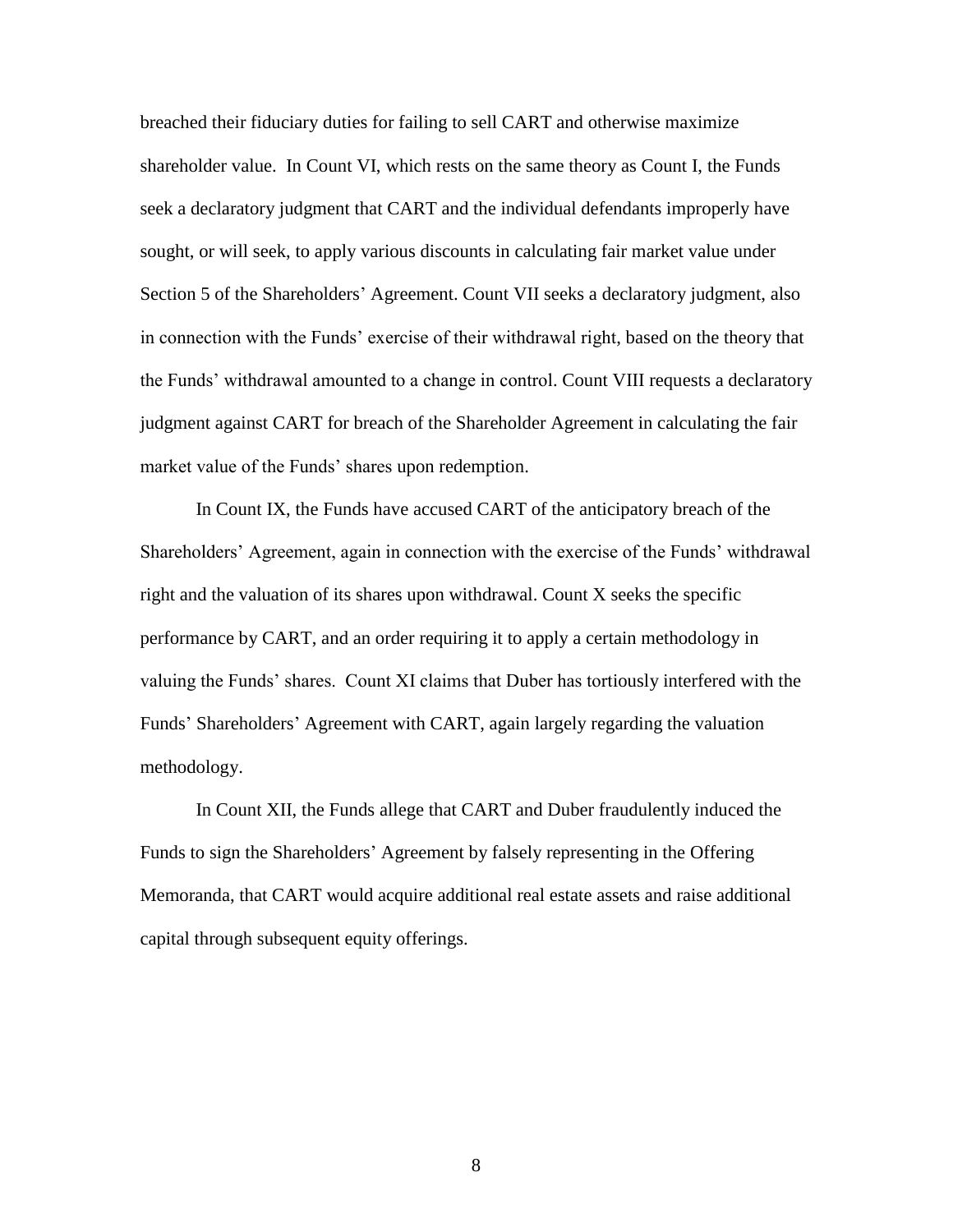breached their fiduciary duties for failing to sell CART and otherwise maximize shareholder value. In Count VI, which rests on the same theory as Count I, the Funds seek a declaratory judgment that CART and the individual defendants improperly have sought, or will seek, to apply various discounts in calculating fair market value under Section 5 of the Shareholders' Agreement. Count VII seeks a declaratory judgment, also in connection with the Funds' exercise of their withdrawal right, based on the theory that the Funds' withdrawal amounted to a change in control. Count VIII requests a declaratory judgment against CART for breach of the Shareholder Agreement in calculating the fair market value of the Funds' shares upon redemption.

In Count IX, the Funds have accused CART of the anticipatory breach of the Shareholders' Agreement, again in connection with the exercise of the Funds' withdrawal right and the valuation of its shares upon withdrawal. Count X seeks the specific performance by CART, and an order requiring it to apply a certain methodology in valuing the Funds' shares. Count XI claims that Duber has tortiously interfered with the Funds' Shareholders' Agreement with CART, again largely regarding the valuation methodology.

In Count XII, the Funds allege that CART and Duber fraudulently induced the Funds to sign the Shareholders' Agreement by falsely representing in the Offering Memoranda, that CART would acquire additional real estate assets and raise additional capital through subsequent equity offerings.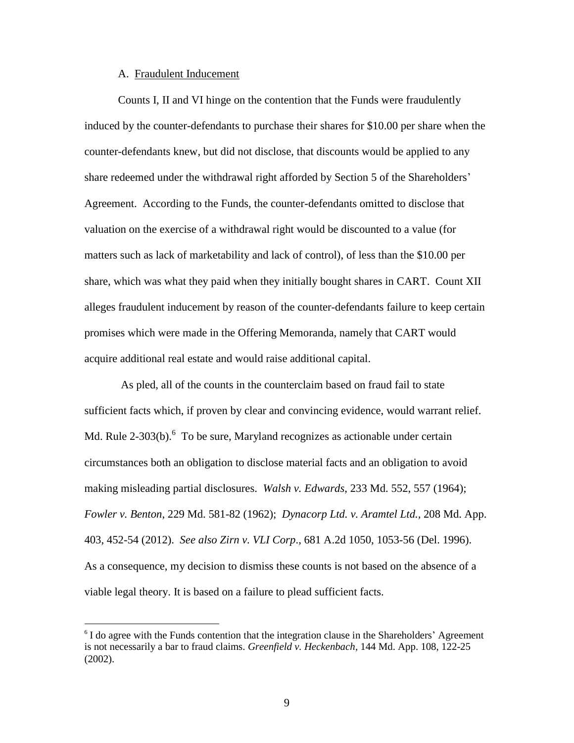A. Fraudulent Inducement

Counts I, II and VI hinge on the contention that the Funds were fraudulently induced by the counter-defendants to purchase their shares for $10.00 per share when the counter-defendants knew, but did not disclose, that discounts would be applied to any share redeemed under the withdrawal right afforded by Section 5 of the Shareholders' Agreement. According to the Funds, the counter-defendants omitted to disclose that valuation on the exercise of a withdrawal right would be discounted to a value (for matters such as lack of marketability and lack of control), of less than the $10.00 per share, which was what they paid when they initially bought shares in CART. Count XII alleges fraudulent inducement by reason of the counter-defendants failure to keep certain promises which were made in the Offering Memoranda, namely that CART would acquire additional real estate and would raise additional capital.

As pled, all of the counts in the counterclaim based on fraud fail to state sufficient facts which, if proven by clear and convincing evidence, would warrant relief. Md. Rule 2-303(b).[6] To be sure, Maryland recognizes as actionable under certain circumstances both an obligation to disclose material facts and an obligation to avoid making misleading partial disclosures. *Walsh v. Edwards*, 233 Md. 552, 557 (1964); *Fowler v. Benton*, 229 Md. 581-82 (1962); *Dynacorp Ltd. v. Aramtel Ltd.*, 208 Md. App. 403, 452-54 (2012). *See also Zirn v. VLI Corp*., 681 A.2d 1050, 1053-56 (Del. 1996). As a consequence, my decision to dismiss these counts is not based on the absence of a viable legal theory. It is based on a failure to plead sufficient facts.

---

[6] I do agree with the Funds contention that the integration clause in the Shareholders' Agreement is not necessarily a bar to fraud claims. *Greenfield v. Heckenbach*, 144 Md. App. 108, 122-25 (2002).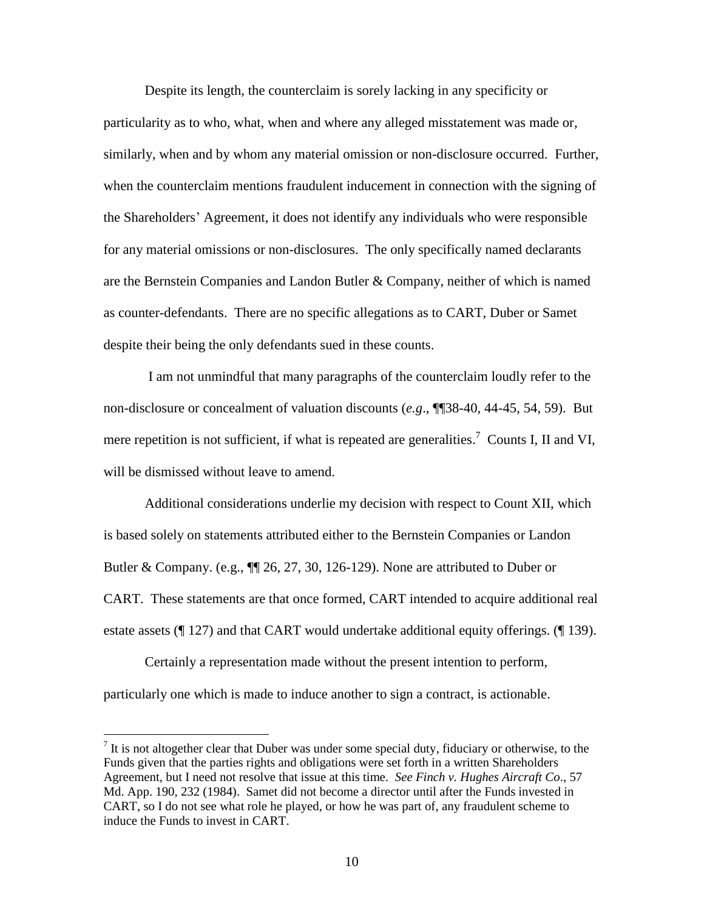Despite its length, the counterclaim is sorely lacking in any specificity or particularity as to who, what, when and where any alleged misstatement was made or, similarly, when and by whom any material omission or non-disclosure occurred. Further, when the counterclaim mentions fraudulent inducement in connection with the signing of the Shareholders' Agreement, it does not identify any individuals who were responsible for any material omissions or non-disclosures. The only specifically named declarants are the Bernstein Companies and Landon Butler & Company, neither of which is named as counter-defendants. There are no specific allegations as to CART, Duber or Samet despite their being the only defendants sued in these counts.

I am not unmindful that many paragraphs of the counterclaim loudly refer to the non-disclosure or concealment of valuation discounts (*e.g*., ¶¶38-40, 44-45, 54, 59). But mere repetition is not sufficient, if what is repeated are generalities.[7] Counts I, II and VI, will be dismissed without leave to amend.

Additional considerations underlie my decision with respect to Count XII, which is based solely on statements attributed either to the Bernstein Companies or Landon Butler & Company. (e.g., ¶¶ 26, 27, 30, 126-129). None are attributed to Duber or CART. These statements are that once formed, CART intended to acquire additional real estate assets (¶ 127) and that CART would undertake additional equity offerings. (¶ 139).

Certainly a representation made without the present intention to perform, particularly one which is made to induce another to sign a contract, is actionable.

[7] It is not altogether clear that Duber was under some special duty, fiduciary or otherwise, to the Funds given that the parties rights and obligations were set forth in a written Shareholders Agreement, but I need not resolve that issue at this time. *See Finch v. Hughes Aircraft Co*., 57 Md. App. 190, 232 (1984). Samet did not become a director until after the Funds invested in CART, so I do not see what role he played, or how he was part of, any fraudulent scheme to induce the Funds to invest in CART.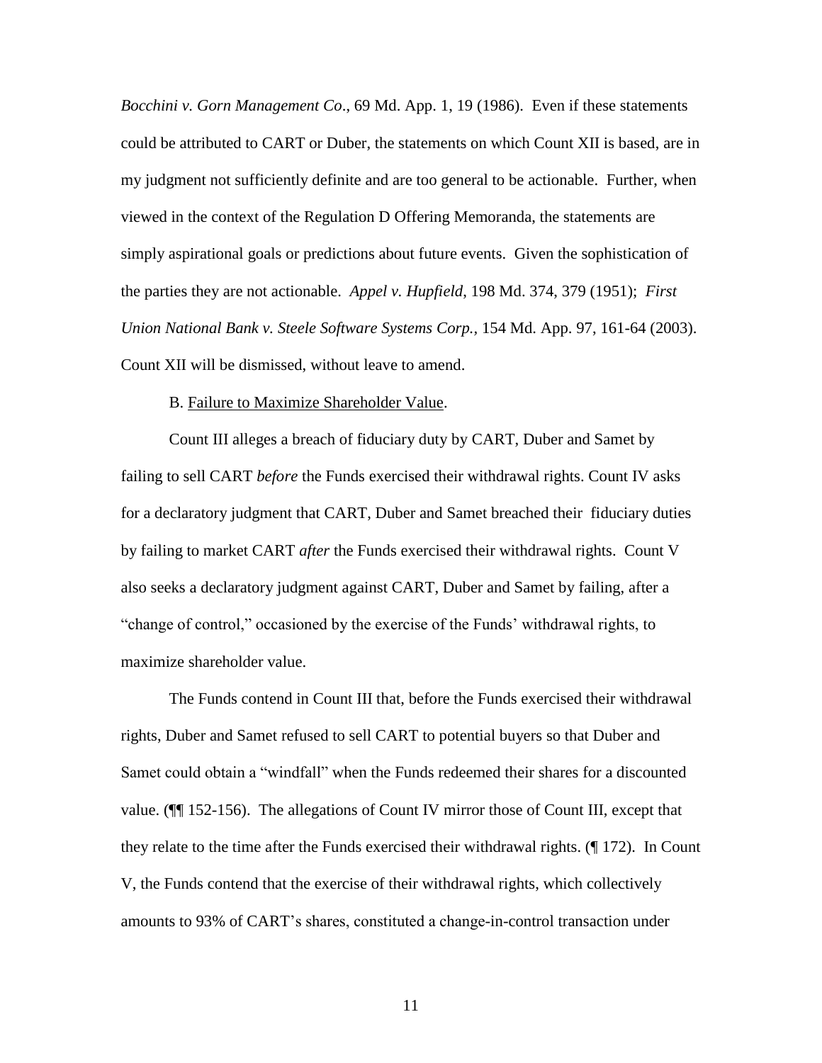*Bocchini v. Gorn Management Co*., 69 Md. App. 1, 19 (1986). Even if these statements could be attributed to CART or Duber, the statements on which Count XII is based, are in my judgment not sufficiently definite and are too general to be actionable. Further, when viewed in the context of the Regulation D Offering Memoranda, the statements are simply aspirational goals or predictions about future events. Given the sophistication of the parties they are not actionable. *Appel v. Hupfield*, 198 Md. 374, 379 (1951); *First Union National Bank v. Steele Software Systems Corp.,* 154 Md. App. 97, 161-64 (2003). Count XII will be dismissed, without leave to amend.

B. Failure to Maximize Shareholder Value.

Count III alleges a breach of fiduciary duty by CART, Duber and Samet by failing to sell CART *before* the Funds exercised their withdrawal rights. Count IV asks for a declaratory judgment that CART, Duber and Samet breached their fiduciary duties by failing to market CART *after* the Funds exercised their withdrawal rights. Count V also seeks a declaratory judgment against CART, Duber and Samet by failing, after a "change of control," occasioned by the exercise of the Funds' withdrawal rights, to maximize shareholder value.

The Funds contend in Count III that, before the Funds exercised their withdrawal rights, Duber and Samet refused to sell CART to potential buyers so that Duber and Samet could obtain a "windfall" when the Funds redeemed their shares for a discounted value. (¶¶ 152-156). The allegations of Count IV mirror those of Count III, except that they relate to the time after the Funds exercised their withdrawal rights. (¶ 172). In Count V, the Funds contend that the exercise of their withdrawal rights, which collectively amounts to 93% of CART's shares, constituted a change-in-control transaction under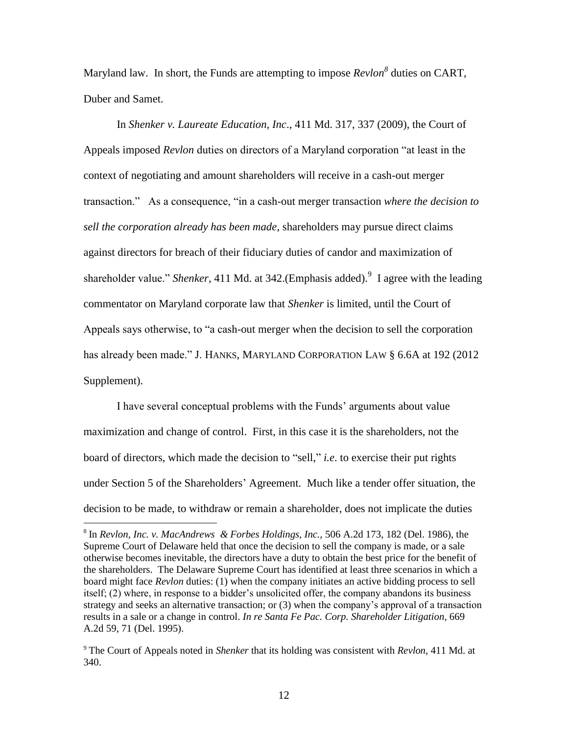Maryland law. In short, the Funds are attempting to impose *Revlon*[8] duties on CART, Duber and Samet.

In *Shenker v. Laureate Education, Inc*., 411 Md. 317, 337 (2009), the Court of Appeals imposed *Revlon* duties on directors of a Maryland corporation "at least in the context of negotiating and amount shareholders will receive in a cash-out merger transaction." As a consequence, "in a cash-out merger transaction *where the decision to sell the corporation already has been made*, shareholders may pursue direct claims against directors for breach of their fiduciary duties of candor and maximization of shareholder value." *Shenker*, 411 Md. at 342.(Emphasis added).[9] I agree with the leading commentator on Maryland corporate law that *Shenker* is limited, until the Court of Appeals says otherwise, to "a cash-out merger when the decision to sell the corporation has already been made." J. HANKS, MARYLAND CORPORATION LAW § 6.6A at 192 (2012 Supplement).

I have several conceptual problems with the Funds' arguments about value maximization and change of control. First, in this case it is the shareholders, not the board of directors, which made the decision to "sell," *i.e*. to exercise their put rights under Section 5 of the Shareholders' Agreement. Much like a tender offer situation, the decision to be made, to withdraw or remain a shareholder, does not implicate the duties

---

[8] In *Revlon, Inc. v. MacAndrews & Forbes Holdings, Inc.,* 506 A.2d 173, 182 (Del. 1986), the Supreme Court of Delaware held that once the decision to sell the company is made, or a sale otherwise becomes inevitable, the directors have a duty to obtain the best price for the benefit of the shareholders. The Delaware Supreme Court has identified at least three scenarios in which a board might face *Revlon* duties: (1) when the company initiates an active bidding process to sell itself; (2) where, in response to a bidder's unsolicited offer, the company abandons its business strategy and seeks an alternative transaction; or (3) when the company's approval of a transaction results in a sale or a change in control. *In re Santa Fe Pac. Corp. Shareholder Litigation*, 669 A.2d 59, 71 (Del. 1995).

[9] The Court of Appeals noted in *Shenker* that its holding was consistent with *Revlon*, 411 Md. at 340.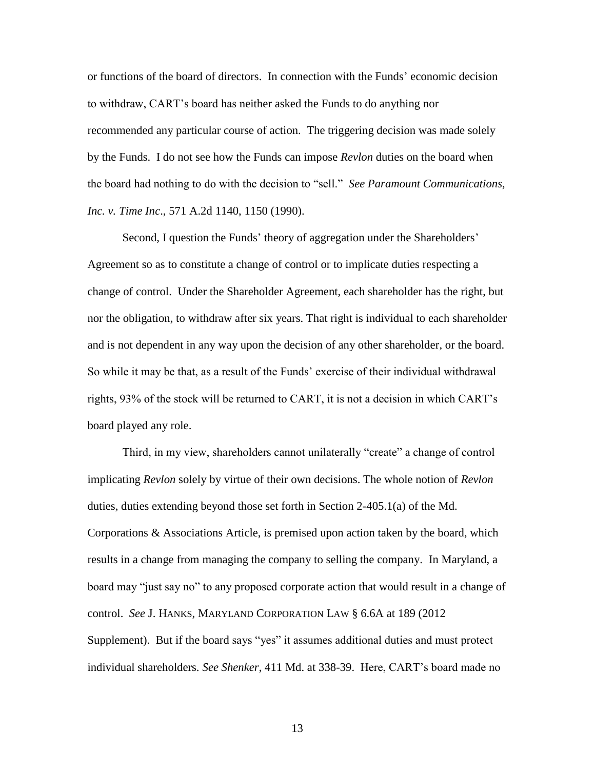or functions of the board of directors. In connection with the Funds' economic decision to withdraw, CART's board has neither asked the Funds to do anything nor recommended any particular course of action. The triggering decision was made solely by the Funds. I do not see how the Funds can impose *Revlon* duties on the board when the board had nothing to do with the decision to "sell." *See Paramount Communications, Inc. v. Time Inc*., 571 A.2d 1140, 1150 (1990).

Second, I question the Funds' theory of aggregation under the Shareholders' Agreement so as to constitute a change of control or to implicate duties respecting a change of control. Under the Shareholder Agreement, each shareholder has the right, but nor the obligation, to withdraw after six years. That right is individual to each shareholder and is not dependent in any way upon the decision of any other shareholder, or the board. So while it may be that, as a result of the Funds' exercise of their individual withdrawal rights, 93% of the stock will be returned to CART, it is not a decision in which CART's board played any role.

Third, in my view, shareholders cannot unilaterally "create" a change of control implicating *Revlon* solely by virtue of their own decisions. The whole notion of *Revlon* duties, duties extending beyond those set forth in Section 2-405.1(a) of the Md. Corporations & Associations Article, is premised upon action taken by the board, which results in a change from managing the company to selling the company. In Maryland, a board may "just say no" to any proposed corporate action that would result in a change of control. *See* J. HANKS, MARYLAND CORPORATION LAW § 6.6A at 189 (2012 Supplement). But if the board says "yes" it assumes additional duties and must protect individual shareholders. *See Shenker*, 411 Md. at 338-39. Here, CART's board made no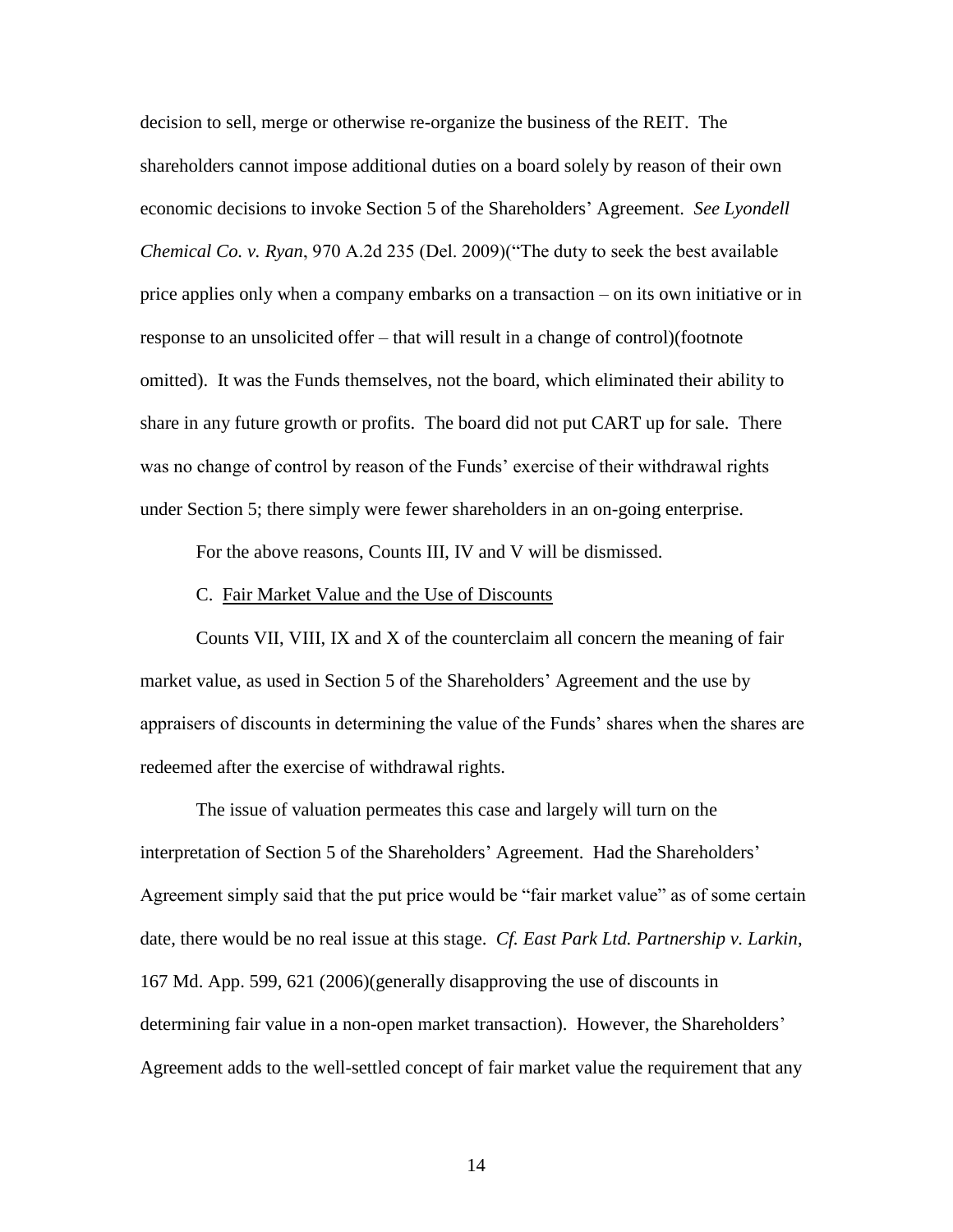decision to sell, merge or otherwise re-organize the business of the REIT. The shareholders cannot impose additional duties on a board solely by reason of their own economic decisions to invoke Section 5 of the Shareholders' Agreement. *See Lyondell Chemical Co. v. Ryan*, 970 A.2d 235 (Del. 2009)("The duty to seek the best available price applies only when a company embarks on a transaction – on its own initiative or in response to an unsolicited offer – that will result in a change of control)(footnote omitted). It was the Funds themselves, not the board, which eliminated their ability to share in any future growth or profits. The board did not put CART up for sale. There was no change of control by reason of the Funds' exercise of their withdrawal rights under Section 5; there simply were fewer shareholders in an on-going enterprise.

For the above reasons, Counts III, IV and V will be dismissed.

C. Fair Market Value and the Use of Discounts

Counts VII, VIII, IX and X of the counterclaim all concern the meaning of fair market value, as used in Section 5 of the Shareholders' Agreement and the use by appraisers of discounts in determining the value of the Funds' shares when the shares are redeemed after the exercise of withdrawal rights.

The issue of valuation permeates this case and largely will turn on the interpretation of Section 5 of the Shareholders' Agreement. Had the Shareholders' Agreement simply said that the put price would be "fair market value" as of some certain date, there would be no real issue at this stage. *Cf. East Park Ltd. Partnership v. Larkin*, 167 Md. App. 599, 621 (2006)(generally disapproving the use of discounts in determining fair value in a non-open market transaction). However, the Shareholders' Agreement adds to the well-settled concept of fair market value the requirement that any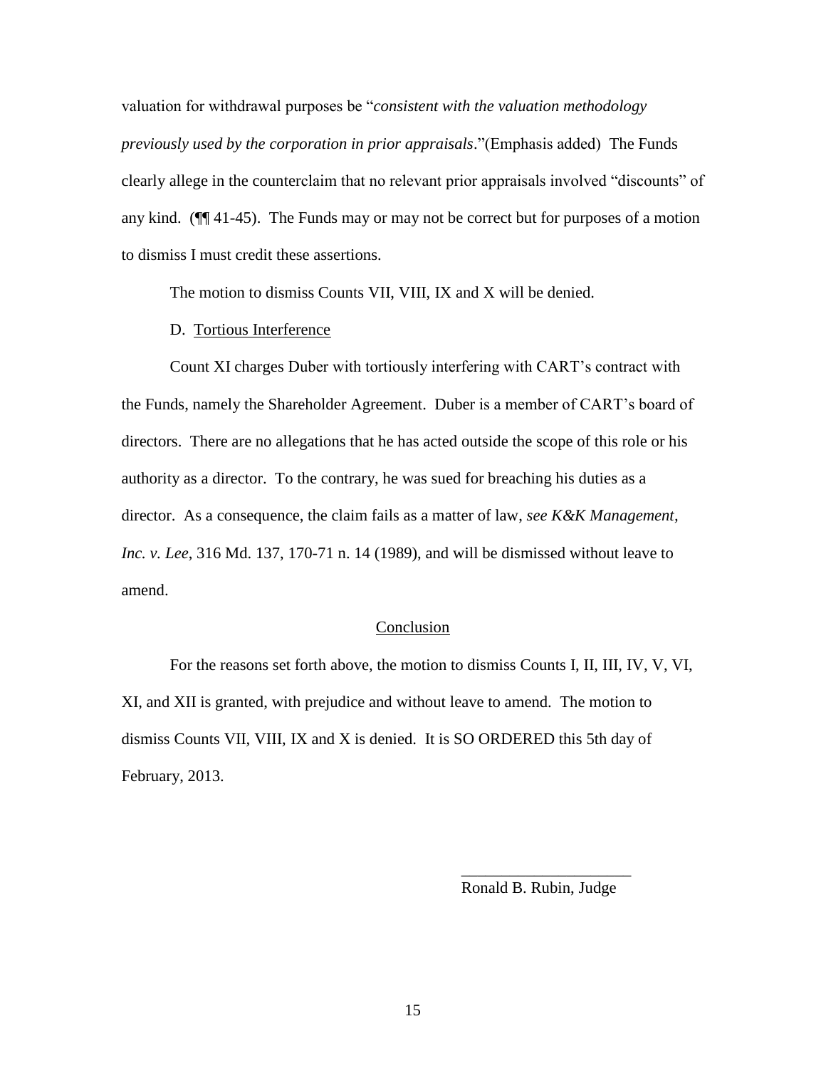valuation for withdrawal purposes be "*consistent with the valuation methodology previously used by the corporation in prior appraisals*."(Emphasis added) The Funds clearly allege in the counterclaim that no relevant prior appraisals involved "discounts" of any kind. (¶¶ 41-45). The Funds may or may not be correct but for purposes of a motion to dismiss I must credit these assertions.

The motion to dismiss Counts VII, VIII, IX and X will be denied.

D. <u>Tortious Interference</u>

Count XI charges Duber with tortiously interfering with CART's contract with the Funds, namely the Shareholder Agreement. Duber is a member of CART's board of directors. There are no allegations that he has acted outside the scope of this role or his authority as a director. To the contrary, he was sued for breaching his duties as a director. As a consequence, the claim fails as a matter of law, *see K&K Management, Inc. v. Lee*, 316 Md. 137, 170-71 n. 14 (1989), and will be dismissed without leave to amend.

<u>Conclusion</u>

For the reasons set forth above, the motion to dismiss Counts I, II, III, IV, V, VI, XI, and XII is granted, with prejudice and without leave to amend. The motion to dismiss Counts VII, VIII, IX and X is denied. It is SO ORDERED this 5th day of February, 2013.

\_\_\_\_\_\_\_\_\_\_\_\_\_\_\_\_\_\_\_\_\_

Ronald B. Rubin, Judge